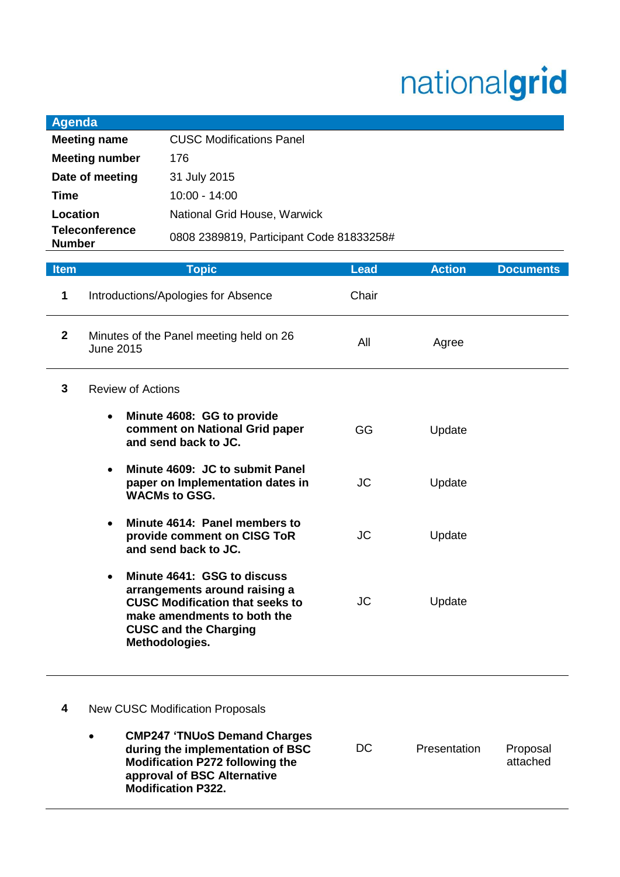nationalgrid

| Agenda | |
|---|---|
| **Meeting name** | CUSC Modifications Panel |
| **Meeting number** | 176 |
| **Date of meeting** | 31 July 2015 |
| **Time** | 10:00 - 14:00 |
| **Location** | National Grid House, Warwick |
| **Teleconference Number** | 0808 2389819, Participant Code 81833258# |

| Item | Topic | Lead | Action | Documents |
|---|---|---|---|---|
| **1** | Introductions/Apologies for Absence | Chair | | |
| **2** | Minutes of the Panel meeting held on 26 June 2015 | All | Agree | |
| **3** | Review of Actions | | | |
| | • **Minute 4608: GG to provide comment on National Grid paper and send back to JC.** | GG | Update | |
| | • **Minute 4609: JC to submit Panel paper on Implementation dates in WACMs to GSG.** | JC | Update | |
| | • **Minute 4614: Panel members to provide comment on CISG ToR and send back to JC.** | JC | Update | |
| | • **Minute 4641: GSG to discuss arrangements around raising a CUSC Modification that seeks to make amendments to both the CUSC and the Charging Methodologies.** | JC | Update | |
| **4** | New CUSC Modification Proposals | | | |
| | • **CMP247 'TNUoS Demand Charges during the implementation of BSC Modification P272 following the approval of BSC Alternative Modification P322.** | DC | Presentation | Proposal attached |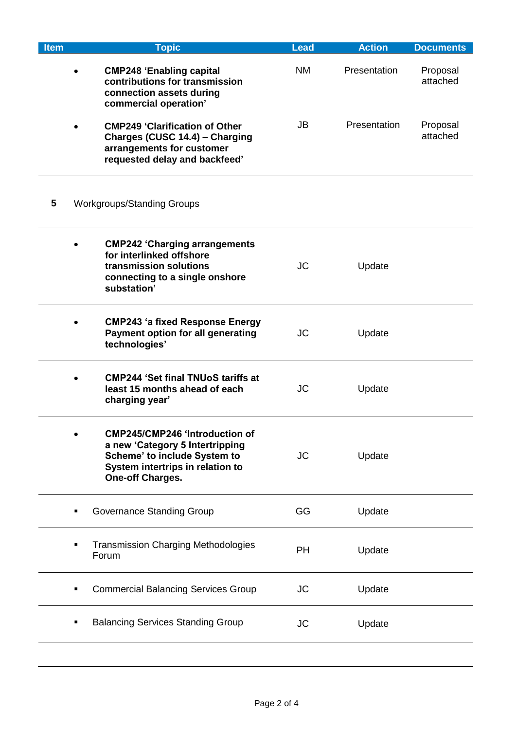| Item | Topic | Lead | Action | Documents |
|---|---|---|---|---|
| | • **CMP248 'Enabling capital contributions for transmission connection assets during commercial operation'** | NM | Presentation | Proposal attached |
| | • **CMP249 'Clarification of Other Charges (CUSC 14.4) – Charging arrangements for customer requested delay and backfeed'** | JB | Presentation | Proposal attached |
| 5 | Workgroups/Standing Groups | | | |
| | • **CMP242 'Charging arrangements for interlinked offshore transmission solutions connecting to a single onshore substation'** | JC | Update | |
| | • **CMP243 'a fixed Response Energy Payment option for all generating technologies'** | JC | Update | |
| | • **CMP244 'Set final TNUoS tariffs at least 15 months ahead of each charging year'** | JC | Update | |
| | • **CMP245/CMP246 'Introduction of a new 'Category 5 Intertripping Scheme' to include System to System intertrips in relation to One-off Charges.** | JC | Update | |
| | ▪ Governance Standing Group | GG | Update | |
| | ▪ Transmission Charging Methodologies Forum | PH | Update | |
| | ▪ Commercial Balancing Services Group | JC | Update | |
| | ▪ Balancing Services Standing Group | JC | Update | |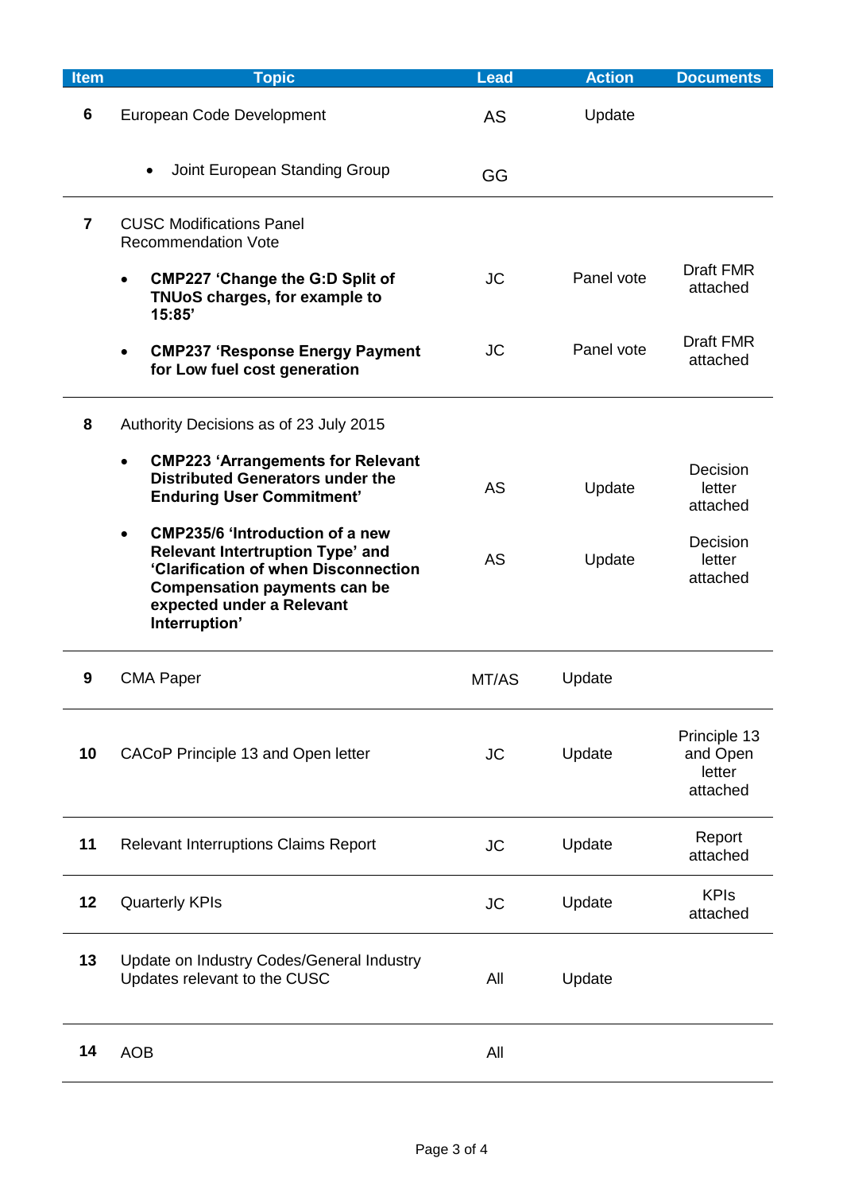| Item | Topic | Lead | Action | Documents |
|---|---|---|---|---|
| **6** | European Code Development | AS | Update | |
| | • Joint European Standing Group | GG | | |
| **7** | CUSC Modifications Panel Recommendation Vote | | | |
| | • **CMP227 'Change the G:D Split of TNUoS charges, for example to 15:85'** | JC | Panel vote | Draft FMR attached |
| | • **CMP237 'Response Energy Payment for Low fuel cost generation** | JC | Panel vote | Draft FMR attached |
| **8** | Authority Decisions as of 23 July 2015 | | | |
| | • **CMP223 'Arrangements for Relevant Distributed Generators under the Enduring User Commitment'** | AS | Update | Decision letter attached |
| | • **CMP235/6 'Introduction of a new Relevant Interruption Type' and 'Clarification of when Disconnection Compensation payments can be expected under a Relevant Interruption'** | AS | Update | Decision letter attached |
| **9** | CMA Paper | MT/AS | Update | |
| **10** | CACoP Principle 13 and Open letter | JC | Update | Principle 13 and Open letter attached |
| **11** | Relevant Interruptions Claims Report | JC | Update | Report attached |
| **12** | Quarterly KPIs | JC | Update | KPIs attached |
| **13** | Update on Industry Codes/General Industry Updates relevant to the CUSC | All | Update | |
| **14** | AOB | All | | |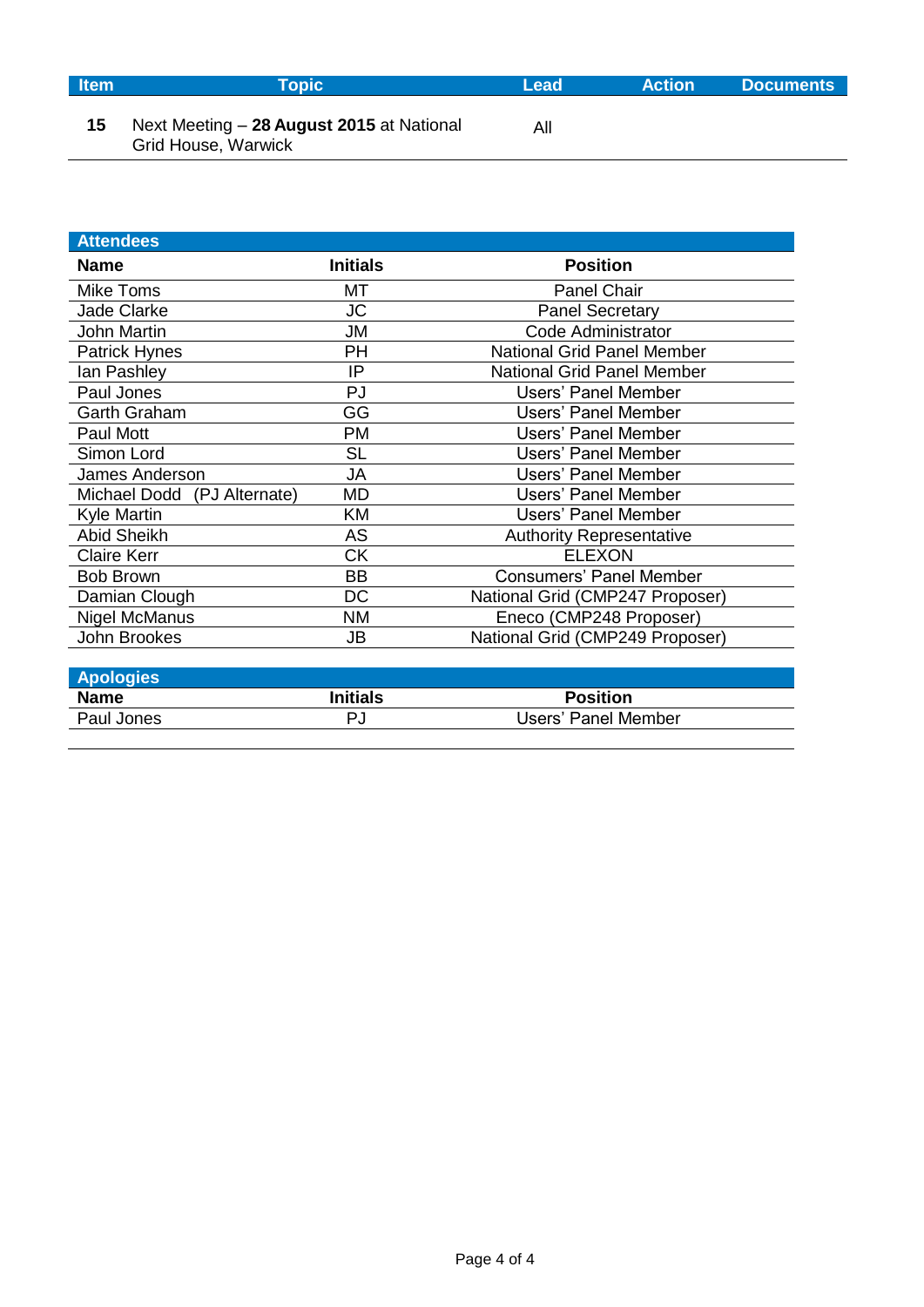| Item | Topic | Lead | Action | Documents |
|---|---|---|---|---|
| 15 | Next Meeting – **28 August 2015** at National Grid House, Warwick | All | | |

| Attendees | | |
|---|---|---|
| **Name** | **Initials** | **Position** |
| Mike Toms | MT | Panel Chair |
| Jade Clarke | JC | Panel Secretary |
| John Martin | JM | Code Administrator |
| Patrick Hynes | PH | National Grid Panel Member |
| Ian Pashley | IP | National Grid Panel Member |
| Paul Jones | PJ | Users' Panel Member |
| Garth Graham | GG | Users' Panel Member |
| Paul Mott | PM | Users' Panel Member |
| Simon Lord | SL | Users' Panel Member |
| James Anderson | JA | Users' Panel Member |
| Michael Dodd (PJ Alternate) | MD | Users' Panel Member |
| Kyle Martin | KM | Users' Panel Member |
| Abid Sheikh | AS | Authority Representative |
| Claire Kerr | CK | ELEXON |
| Bob Brown | BB | Consumers' Panel Member |
| Damian Clough | DC | National Grid (CMP247 Proposer) |
| Nigel McManus | NM | Eneco (CMP248 Proposer) |
| John Brookes | JB | National Grid (CMP249 Proposer) |

| Apologies | | |
|---|---|---|
| **Name** | **Initials** | **Position** |
| Paul Jones | PJ | Users' Panel Member |